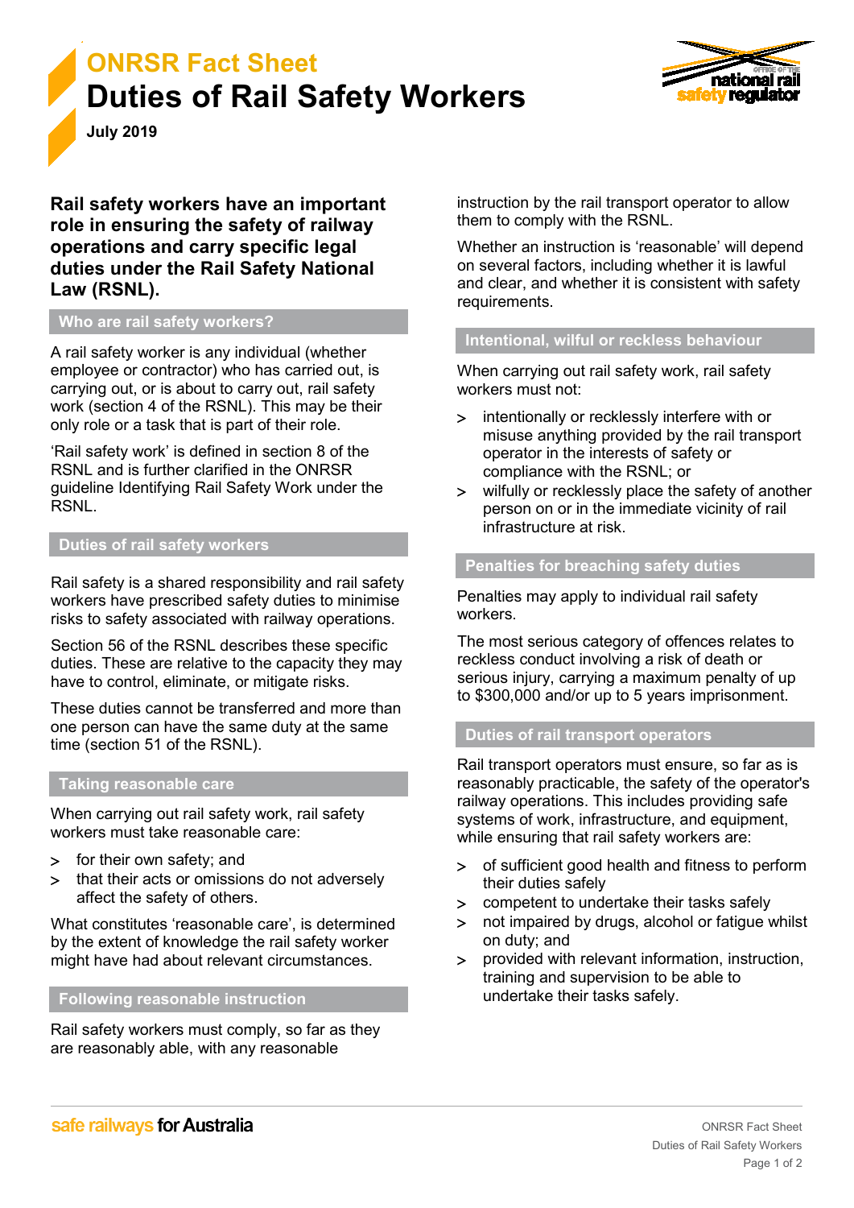ONRSR Fact Sheet

# Duties of Rail Safety Workers

**July 2019**

**Rail safety workers have an important role in ensuring the safety of railway operations and carry specific legal duties under the Rail Safety National Law (RSNL).**

## Who are rail safety workers?

A rail safety worker is any individual (whether employee or contractor) who has carried out, is carrying out, or is about to carry out, rail safety work (section 4 of the RSNL). This may be their only role or a task that is part of their role.

'Rail safety work' is defined in section 8 of the RSNL and is further clarified in the ONRSR guideline Identifying Rail Safety Work under the RSNL.

## Duties of rail safety workers

Rail safety is a shared responsibility and rail safety workers have prescribed safety duties to minimise risks to safety associated with railway operations.

Section 56 of the RSNL describes these specific duties. These are relative to the capacity they may have to control, eliminate, or mitigate risks.

These duties cannot be transferred and more than one person can have the same duty at the same time (section 51 of the RSNL).

## Taking reasonable care

When carrying out rail safety work, rail safety workers must take reasonable care:

- for their own safety; and
- that their acts or omissions do not adversely affect the safety of others.

What constitutes 'reasonable care', is determined by the extent of knowledge the rail safety worker might have had about relevant circumstances.

## Following reasonable instruction

Rail safety workers must comply, so far as they are reasonably able, with any reasonable instruction by the rail transport operator to allow them to comply with the RSNL.

Whether an instruction is 'reasonable' will depend on several factors, including whether it is lawful and clear, and whether it is consistent with safety requirements.

## Intentional, wilful or reckless behaviour

When carrying out rail safety work, rail safety workers must not:

- intentionally or recklessly interfere with or misuse anything provided by the rail transport operator in the interests of safety or compliance with the RSNL; or
- wilfully or recklessly place the safety of another person on or in the immediate vicinity of rail infrastructure at risk.

## Penalties for breaching safety duties

Penalties may apply to individual rail safety workers.

The most serious category of offences relates to reckless conduct involving a risk of death or serious injury, carrying a maximum penalty of up to $300,000 and/or up to 5 years imprisonment.

## Duties of rail transport operators

Rail transport operators must ensure, so far as is reasonably practicable, the safety of the operator's railway operations. This includes providing safe systems of work, infrastructure, and equipment, while ensuring that rail safety workers are:

- of sufficient good health and fitness to perform their duties safely
- competent to undertake their tasks safely
- not impaired by drugs, alcohol or fatigue whilst on duty; and
- provided with relevant information, instruction, training and supervision to be able to undertake their tasks safely.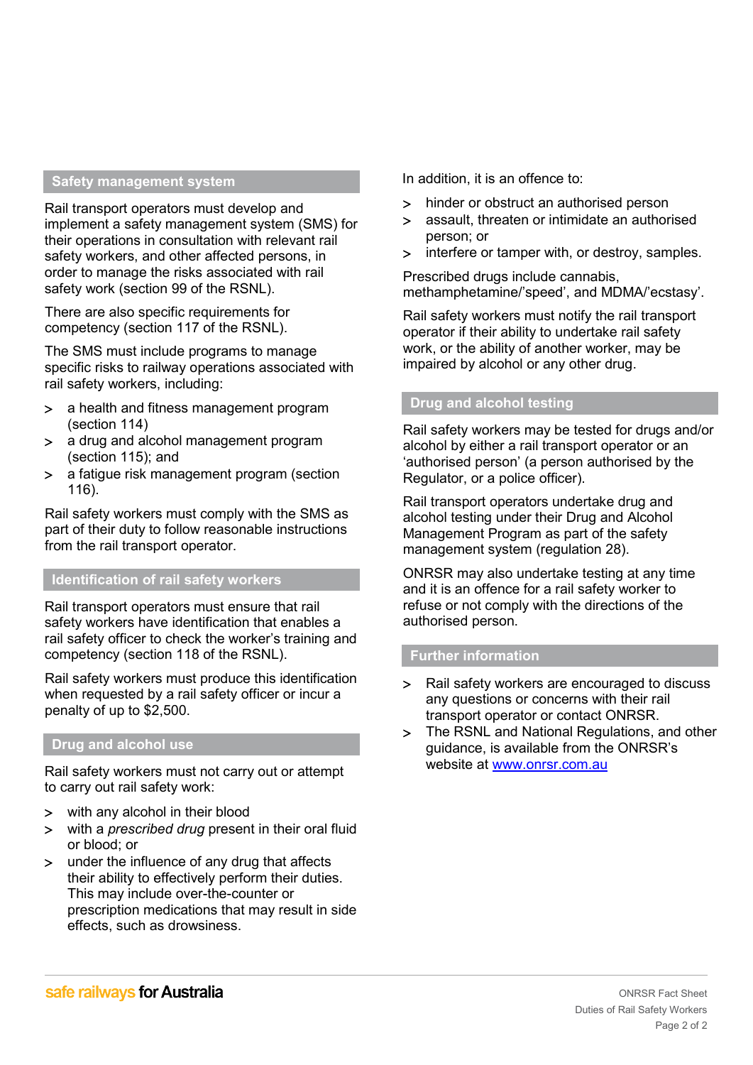## Safety management system

Rail transport operators must develop and implement a safety management system (SMS) for their operations in consultation with relevant rail safety workers, and other affected persons, in order to manage the risks associated with rail safety work (section 99 of the RSNL).

There are also specific requirements for competency (section 117 of the RSNL).

The SMS must include programs to manage specific risks to railway operations associated with rail safety workers, including:

- a health and fitness management program (section 114)
- a drug and alcohol management program (section 115); and
- a fatigue risk management program (section 116).

Rail safety workers must comply with the SMS as part of their duty to follow reasonable instructions from the rail transport operator.

## Identification of rail safety workers

Rail transport operators must ensure that rail safety workers have identification that enables a rail safety officer to check the worker's training and competency (section 118 of the RSNL).

Rail safety workers must produce this identification when requested by a rail safety officer or incur a penalty of up to $2,500.

## Drug and alcohol use

Rail safety workers must not carry out or attempt to carry out rail safety work:

- with any alcohol in their blood
- with a *prescribed drug* present in their oral fluid or blood; or
- under the influence of any drug that affects their ability to effectively perform their duties. This may include over-the-counter or prescription medications that may result in side effects, such as drowsiness.

In addition, it is an offence to:

- hinder or obstruct an authorised person
- assault, threaten or intimidate an authorised person; or
- interfere or tamper with, or destroy, samples.

Prescribed drugs include cannabis, methamphetamine/'speed', and MDMA/'ecstasy'.

Rail safety workers must notify the rail transport operator if their ability to undertake rail safety work, or the ability of another worker, may be impaired by alcohol or any other drug.

## Drug and alcohol testing

Rail safety workers may be tested for drugs and/or alcohol by either a rail transport operator or an 'authorised person' (a person authorised by the Regulator, or a police officer).

Rail transport operators undertake drug and alcohol testing under their Drug and Alcohol Management Program as part of the safety management system (regulation 28).

ONRSR may also undertake testing at any time and it is an offence for a rail safety worker to refuse or not comply with the directions of the authorised person.

## Further information

- Rail safety workers are encouraged to discuss any questions or concerns with their rail transport operator or contact ONRSR.
- The RSNL and National Regulations, and other guidance, is available from the ONRSR's website at [www.onrsr.com.au](http://www.onrsr.com.au)